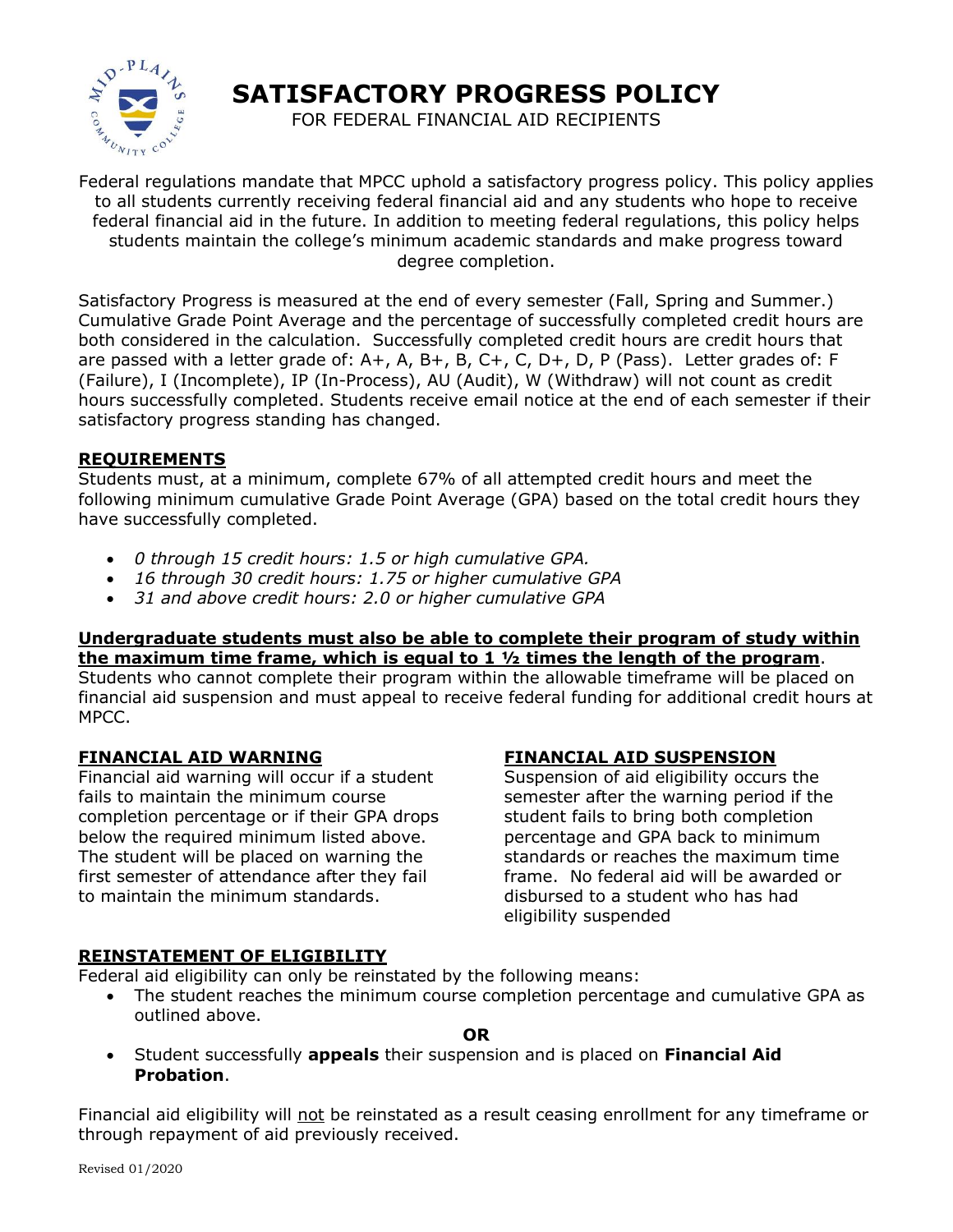# SATISFACTORY PROGRESS POLICY

FOR FEDERAL FINANCIAL AID RECIPIENTS

Federal regulations mandate that MPCC uphold a satisfactory progress policy. This policy applies to all students currently receiving federal financial aid and any students who hope to receive federal financial aid in the future. In addition to meeting federal regulations, this policy helps students maintain the college's minimum academic standards and make progress toward degree completion.

Satisfactory Progress is measured at the end of every semester (Fall, Spring and Summer.) Cumulative Grade Point Average and the percentage of successfully completed credit hours are both considered in the calculation. Successfully completed credit hours are credit hours that are passed with a letter grade of: A+, A, B+, B, C+, C, D+, D, P (Pass). Letter grades of: F (Failure), I (Incomplete), IP (In-Process), AU (Audit), W (Withdraw) will not count as credit hours successfully completed. Students receive email notice at the end of each semester if their satisfactory progress standing has changed.

## REQUIREMENTS

Students must, at a minimum, complete 67% of all attempted credit hours and meet the following minimum cumulative Grade Point Average (GPA) based on the total credit hours they have successfully completed.

- *0 through 15 credit hours: 1.5 or high cumulative GPA.*
- *16 through 30 credit hours: 1.75 or higher cumulative GPA*
- *31 and above credit hours: 2.0 or higher cumulative GPA*

**Undergraduate students must also be able to complete their program of study within the maximum time frame, which is equal to 1 ½ times the length of the program**. Students who cannot complete their program within the allowable timeframe will be placed on financial aid suspension and must appeal to receive federal funding for additional credit hours at MPCC.

## FINANCIAL AID WARNING

Financial aid warning will occur if a student fails to maintain the minimum course completion percentage or if their GPA drops below the required minimum listed above. The student will be placed on warning the first semester of attendance after they fail to maintain the minimum standards.

## FINANCIAL AID SUSPENSION

Suspension of aid eligibility occurs the semester after the warning period if the student fails to bring both completion percentage and GPA back to minimum standards or reaches the maximum time frame. No federal aid will be awarded or disbursed to a student who has had eligibility suspended

## REINSTATEMENT OF ELIGIBILITY

Federal aid eligibility can only be reinstated by the following means:

- The student reaches the minimum course completion percentage and cumulative GPA as outlined above.

**OR**

- Student successfully **appeals** their suspension and is placed on **Financial Aid Probation**.

Financial aid eligibility will not be reinstated as a result ceasing enrollment for any timeframe or through repayment of aid previously received.

Revised 01/2020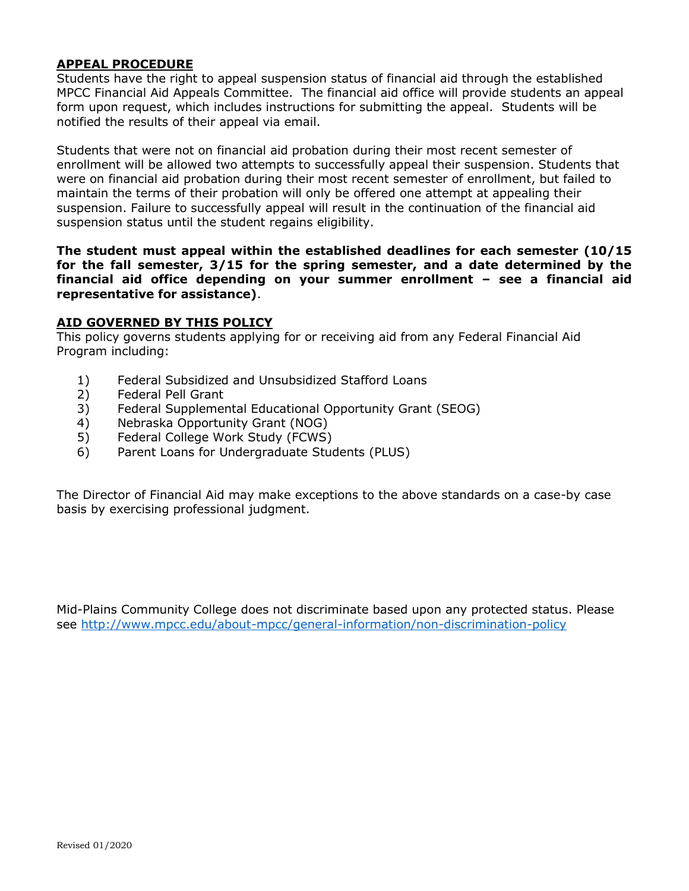## APPEAL PROCEDURE

Students have the right to appeal suspension status of financial aid through the established MPCC Financial Aid Appeals Committee. The financial aid office will provide students an appeal form upon request, which includes instructions for submitting the appeal. Students will be notified the results of their appeal via email.

Students that were not on financial aid probation during their most recent semester of enrollment will be allowed two attempts to successfully appeal their suspension. Students that were on financial aid probation during their most recent semester of enrollment, but failed to maintain the terms of their probation will only be offered one attempt at appealing their suspension. Failure to successfully appeal will result in the continuation of the financial aid suspension status until the student regains eligibility.

**The student must appeal within the established deadlines for each semester (10/15 for the fall semester, 3/15 for the spring semester, and a date determined by the financial aid office depending on your summer enrollment – see a financial aid representative for assistance)**.

## AID GOVERNED BY THIS POLICY

This policy governs students applying for or receiving aid from any Federal Financial Aid Program including:

1) Federal Subsidized and Unsubsidized Stafford Loans
2) Federal Pell Grant
3) Federal Supplemental Educational Opportunity Grant (SEOG)
4) Nebraska Opportunity Grant (NOG)
5) Federal College Work Study (FCWS)
6) Parent Loans for Undergraduate Students (PLUS)

The Director of Financial Aid may make exceptions to the above standards on a case-by case basis by exercising professional judgment.

Mid-Plains Community College does not discriminate based upon any protected status. Please see http://www.mpcc.edu/about-mpcc/general-information/non-discrimination-policy

Revised 01/2020